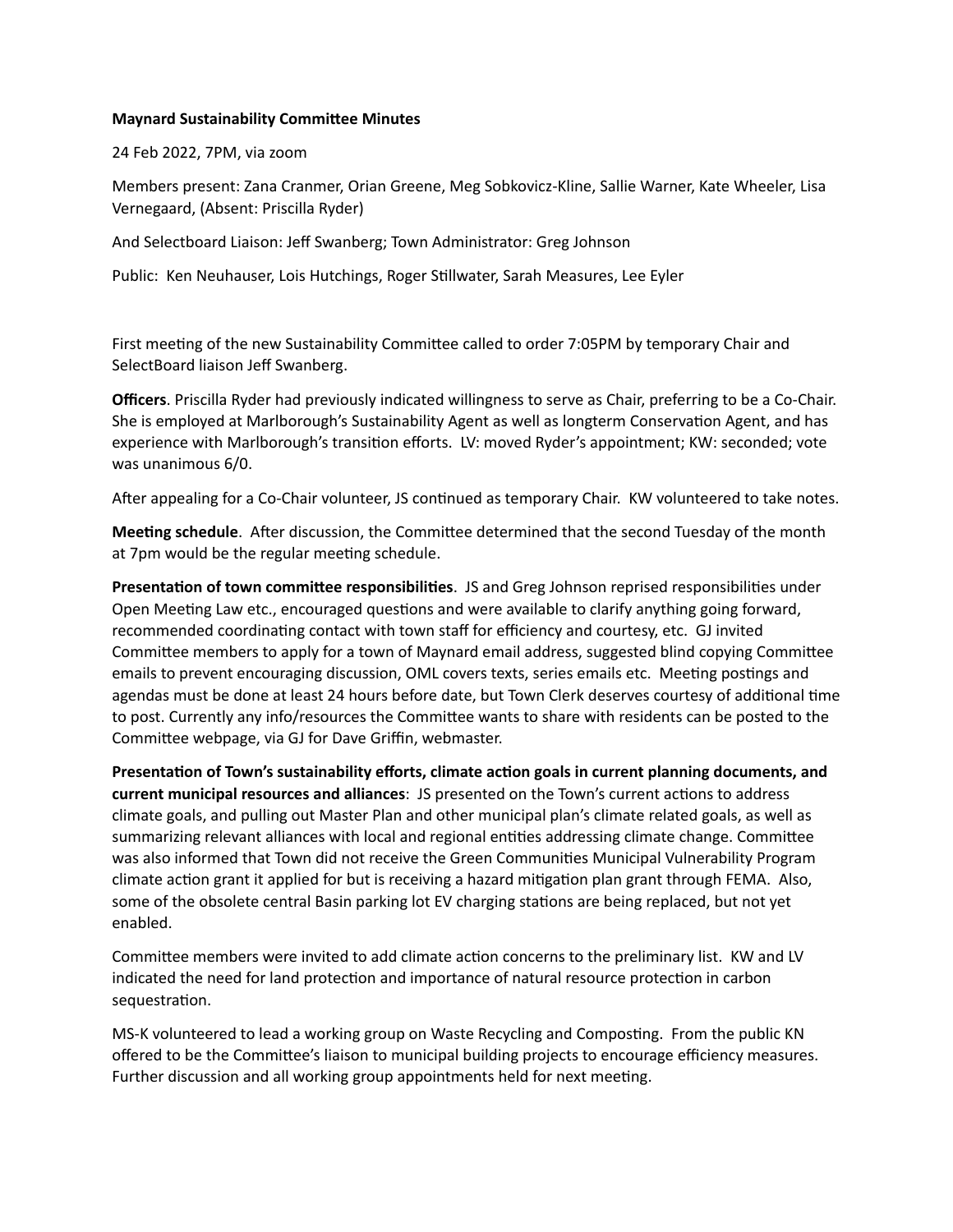**Maynard Sustainability Committee Minutes**

24 Feb 2022, 7PM, via zoom

Members present: Zana Cranmer, Orian Greene, Meg Sobkovicz-Kline, Sallie Warner, Kate Wheeler, Lisa Vernegaard, (Absent: Priscilla Ryder)

And Selectboard Liaison: Jeff Swanberg; Town Administrator: Greg Johnson

Public: Ken Neuhauser, Lois Hutchings, Roger Stillwater, Sarah Measures, Lee Eyler

First meeting of the new Sustainability Committee called to order 7:05PM by temporary Chair and SelectBoard liaison Jeff Swanberg.

**Officers**. Priscilla Ryder had previously indicated willingness to serve as Chair, preferring to be a Co-Chair. She is employed at Marlborough's Sustainability Agent as well as longterm Conservation Agent, and has experience with Marlborough's transition efforts. LV: moved Ryder's appointment; KW: seconded; vote was unanimous 6/0.

After appealing for a Co-Chair volunteer, JS continued as temporary Chair. KW volunteered to take notes.

**Meeting schedule**. After discussion, the Committee determined that the second Tuesday of the month at 7pm would be the regular meeting schedule.

**Presentation of town committee responsibilities**. JS and Greg Johnson reprised responsibilities under Open Meeting Law etc., encouraged questions and were available to clarify anything going forward, recommended coordinating contact with town staff for efficiency and courtesy, etc. GJ invited Committee members to apply for a town of Maynard email address, suggested blind copying Committee emails to prevent encouraging discussion, OML covers texts, series emails etc. Meeting postings and agendas must be done at least 24 hours before date, but Town Clerk deserves courtesy of additional time to post. Currently any info/resources the Committee wants to share with residents can be posted to the Committee webpage, via GJ for Dave Griffin, webmaster.

**Presentation of Town's sustainability efforts, climate action goals in current planning documents, and current municipal resources and alliances**: JS presented on the Town's current actions to address climate goals, and pulling out Master Plan and other municipal plan's climate related goals, as well as summarizing relevant alliances with local and regional entities addressing climate change. Committee was also informed that Town did not receive the Green Communities Municipal Vulnerability Program climate action grant it applied for but is receiving a hazard mitigation plan grant through FEMA. Also, some of the obsolete central Basin parking lot EV charging stations are being replaced, but not yet enabled.

Committee members were invited to add climate action concerns to the preliminary list. KW and LV indicated the need for land protection and importance of natural resource protection in carbon sequestration.

MS-K volunteered to lead a working group on Waste Recycling and Composting. From the public KN offered to be the Committee's liaison to municipal building projects to encourage efficiency measures. Further discussion and all working group appointments held for next meeting.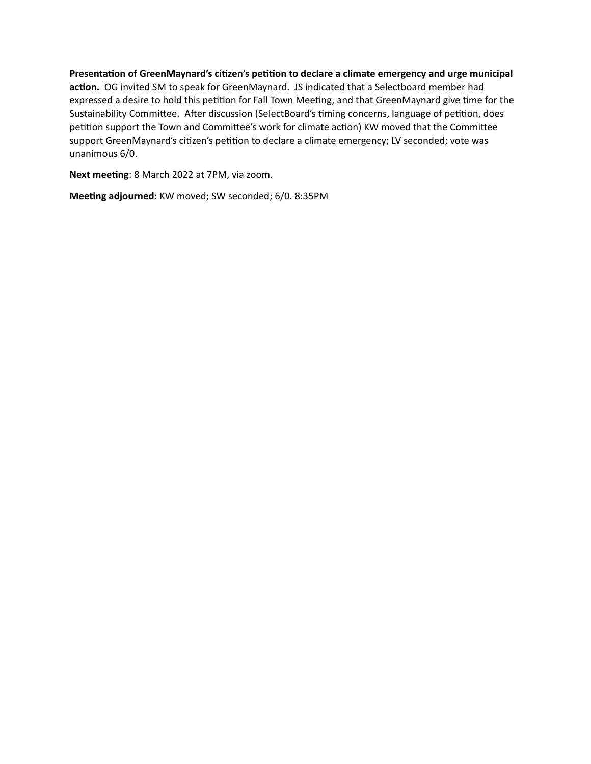**Presentation of GreenMaynard's citizen's petition to declare a climate emergency and urge municipal action.** OG invited SM to speak for GreenMaynard. JS indicated that a Selectboard member had expressed a desire to hold this petition for Fall Town Meeting, and that GreenMaynard give time for the Sustainability Committee. After discussion (SelectBoard's timing concerns, language of petition, does petition support the Town and Committee's work for climate action) KW moved that the Committee support GreenMaynard's citizen's petition to declare a climate emergency; LV seconded; vote was unanimous 6/0.

**Next meeting**: 8 March 2022 at 7PM, via zoom.

**Meeting adjourned**: KW moved; SW seconded; 6/0. 8:35PM